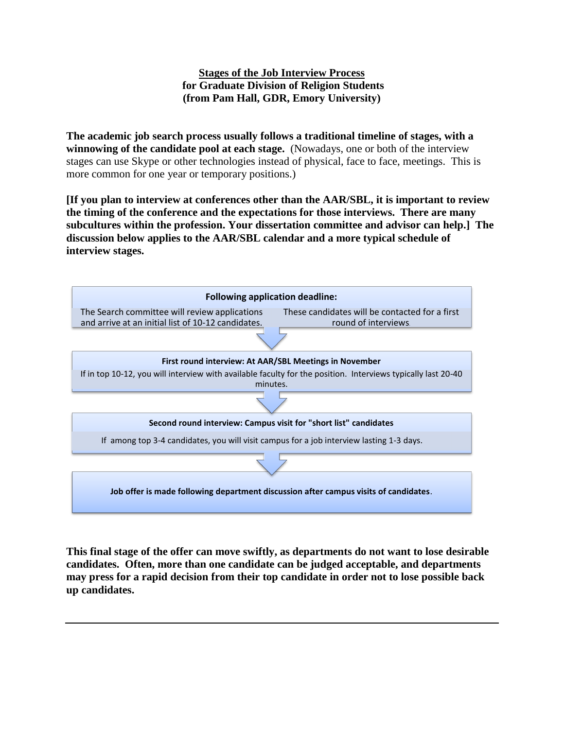# Stages of the Job Interview Process
## for Graduate Division of Religion Students
## (from Pam Hall, GDR, Emory University)

**The academic job search process usually follows a traditional timeline of stages, with a winnowing of the candidate pool at each stage.** (Nowadays, one or both of the interview stages can use Skype or other technologies instead of physical, face to face, meetings. This is more common for one year or temporary positions.)

**[If you plan to interview at conferences other than the AAR/SBL, it is important to review the timing of the conference and the expectations for those interviews. There are many subcultures within the profession. Your dissertation committee and advisor can help.] The discussion below applies to the AAR/SBL calendar and a more typical schedule of interview stages.**

**Following application deadline:**

The Search committee will review applications and arrive at an initial list of 10-12 candidates. These candidates will be contacted for a first round of interviews.

↓

**First round interview: At AAR/SBL Meetings in November**

If in top 10-12, you will interview with available faculty for the position. Interviews typically last 20-40 minutes.

↓

**Second round interview: Campus visit for "short list" candidates**

If among top 3-4 candidates, you will visit campus for a job interview lasting 1-3 days.

↓

**Job offer is made following department discussion after campus visits of candidates.**

**This final stage of the offer can move swiftly, as departments do not want to lose desirable candidates. Often, more than one candidate can be judged acceptable, and departments may press for a rapid decision from their top candidate in order not to lose possible back up candidates.**

---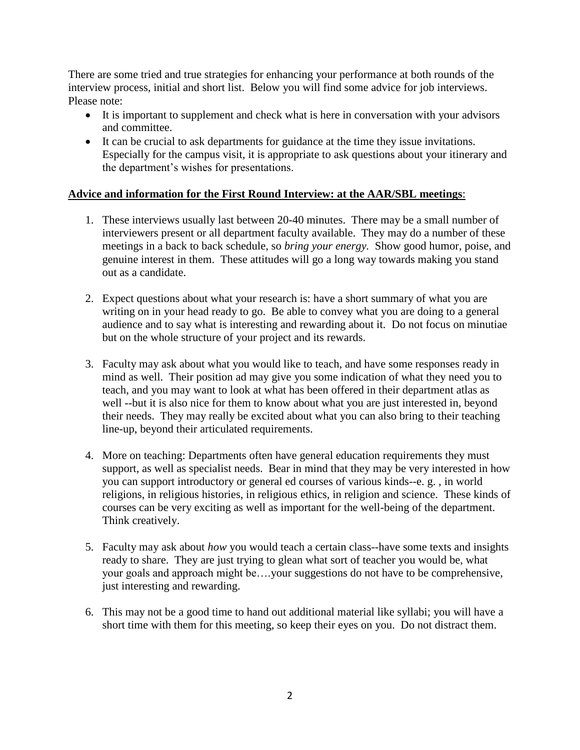There are some tried and true strategies for enhancing your performance at both rounds of the interview process, initial and short list. Below you will find some advice for job interviews. Please note:

- It is important to supplement and check what is here in conversation with your advisors and committee.
- It can be crucial to ask departments for guidance at the time they issue invitations. Especially for the campus visit, it is appropriate to ask questions about your itinerary and the department's wishes for presentations.

**Advice and information for the First Round Interview: at the AAR/SBL meetings**:

1. These interviews usually last between 20-40 minutes. There may be a small number of interviewers present or all department faculty available. They may do a number of these meetings in a back to back schedule, so *bring your energy.* Show good humor, poise, and genuine interest in them. These attitudes will go a long way towards making you stand out as a candidate.

2. Expect questions about what your research is: have a short summary of what you are writing on in your head ready to go. Be able to convey what you are doing to a general audience and to say what is interesting and rewarding about it. Do not focus on minutiae but on the whole structure of your project and its rewards.

3. Faculty may ask about what you would like to teach, and have some responses ready in mind as well. Their position ad may give you some indication of what they need you to teach, and you may want to look at what has been offered in their department atlas as well --but it is also nice for them to know about what you are just interested in, beyond their needs. They may really be excited about what you can also bring to their teaching line-up, beyond their articulated requirements.

4. More on teaching: Departments often have general education requirements they must support, as well as specialist needs. Bear in mind that they may be very interested in how you can support introductory or general ed courses of various kinds--e. g. , in world religions, in religious histories, in religious ethics, in religion and science. These kinds of courses can be very exciting as well as important for the well-being of the department. Think creatively.

5. Faculty may ask about *how* you would teach a certain class--have some texts and insights ready to share. They are just trying to glean what sort of teacher you would be, what your goals and approach might be….your suggestions do not have to be comprehensive, just interesting and rewarding.

6. This may not be a good time to hand out additional material like syllabi; you will have a short time with them for this meeting, so keep their eyes on you. Do not distract them.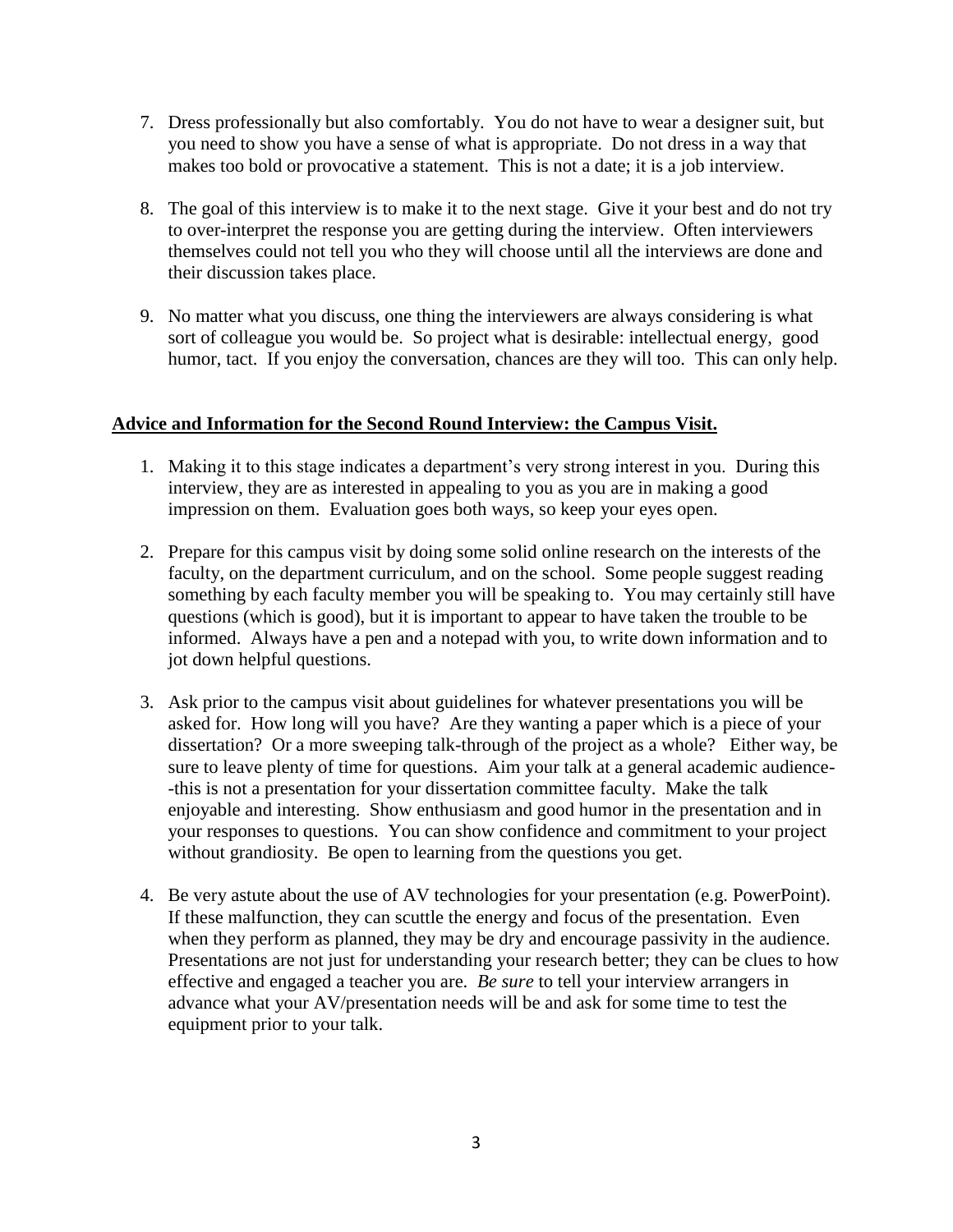7. Dress professionally but also comfortably. You do not have to wear a designer suit, but you need to show you have a sense of what is appropriate. Do not dress in a way that makes too bold or provocative a statement. This is not a date; it is a job interview.

8. The goal of this interview is to make it to the next stage. Give it your best and do not try to over-interpret the response you are getting during the interview. Often interviewers themselves could not tell you who they will choose until all the interviews are done and their discussion takes place.

9. No matter what you discuss, one thing the interviewers are always considering is what sort of colleague you would be. So project what is desirable: intellectual energy, good humor, tact. If you enjoy the conversation, chances are they will too. This can only help.

**Advice and Information for the Second Round Interview: the Campus Visit.**

1. Making it to this stage indicates a department's very strong interest in you. During this interview, they are as interested in appealing to you as you are in making a good impression on them. Evaluation goes both ways, so keep your eyes open.

2. Prepare for this campus visit by doing some solid online research on the interests of the faculty, on the department curriculum, and on the school. Some people suggest reading something by each faculty member you will be speaking to. You may certainly still have questions (which is good), but it is important to appear to have taken the trouble to be informed. Always have a pen and a notepad with you, to write down information and to jot down helpful questions.

3. Ask prior to the campus visit about guidelines for whatever presentations you will be asked for. How long will you have? Are they wanting a paper which is a piece of your dissertation? Or a more sweeping talk-through of the project as a whole? Either way, be sure to leave plenty of time for questions. Aim your talk at a general academic audience--this is not a presentation for your dissertation committee faculty. Make the talk enjoyable and interesting. Show enthusiasm and good humor in the presentation and in your responses to questions. You can show confidence and commitment to your project without grandiosity. Be open to learning from the questions you get.

4. Be very astute about the use of AV technologies for your presentation (e.g. PowerPoint). If these malfunction, they can scuttle the energy and focus of the presentation. Even when they perform as planned, they may be dry and encourage passivity in the audience. Presentations are not just for understanding your research better; they can be clues to how effective and engaged a teacher you are. *Be sure* to tell your interview arrangers in advance what your AV/presentation needs will be and ask for some time to test the equipment prior to your talk.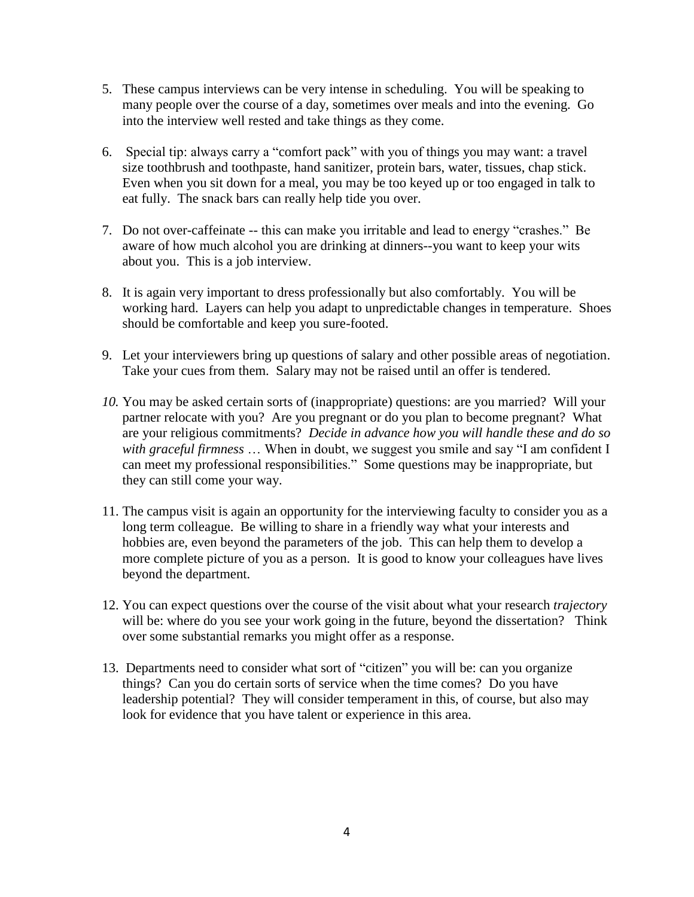5. These campus interviews can be very intense in scheduling. You will be speaking to many people over the course of a day, sometimes over meals and into the evening. Go into the interview well rested and take things as they come.

6. Special tip: always carry a "comfort pack" with you of things you may want: a travel size toothbrush and toothpaste, hand sanitizer, protein bars, water, tissues, chap stick. Even when you sit down for a meal, you may be too keyed up or too engaged in talk to eat fully. The snack bars can really help tide you over.

7. Do not over-caffeinate -- this can make you irritable and lead to energy "crashes." Be aware of how much alcohol you are drinking at dinners--you want to keep your wits about you. This is a job interview.

8. It is again very important to dress professionally but also comfortably. You will be working hard. Layers can help you adapt to unpredictable changes in temperature. Shoes should be comfortable and keep you sure-footed.

9. Let your interviewers bring up questions of salary and other possible areas of negotiation. Take your cues from them. Salary may not be raised until an offer is tendered.

10. You may be asked certain sorts of (inappropriate) questions: are you married? Will your partner relocate with you? Are you pregnant or do you plan to become pregnant? What are your religious commitments? *Decide in advance how you will handle these and do so with graceful firmness* … When in doubt, we suggest you smile and say "I am confident I can meet my professional responsibilities." Some questions may be inappropriate, but they can still come your way.

11. The campus visit is again an opportunity for the interviewing faculty to consider you as a long term colleague. Be willing to share in a friendly way what your interests and hobbies are, even beyond the parameters of the job. This can help them to develop a more complete picture of you as a person. It is good to know your colleagues have lives beyond the department.

12. You can expect questions over the course of the visit about what your research *trajectory* will be: where do you see your work going in the future, beyond the dissertation? Think over some substantial remarks you might offer as a response.

13. Departments need to consider what sort of "citizen" you will be: can you organize things? Can you do certain sorts of service when the time comes? Do you have leadership potential? They will consider temperament in this, of course, but also may look for evidence that you have talent or experience in this area.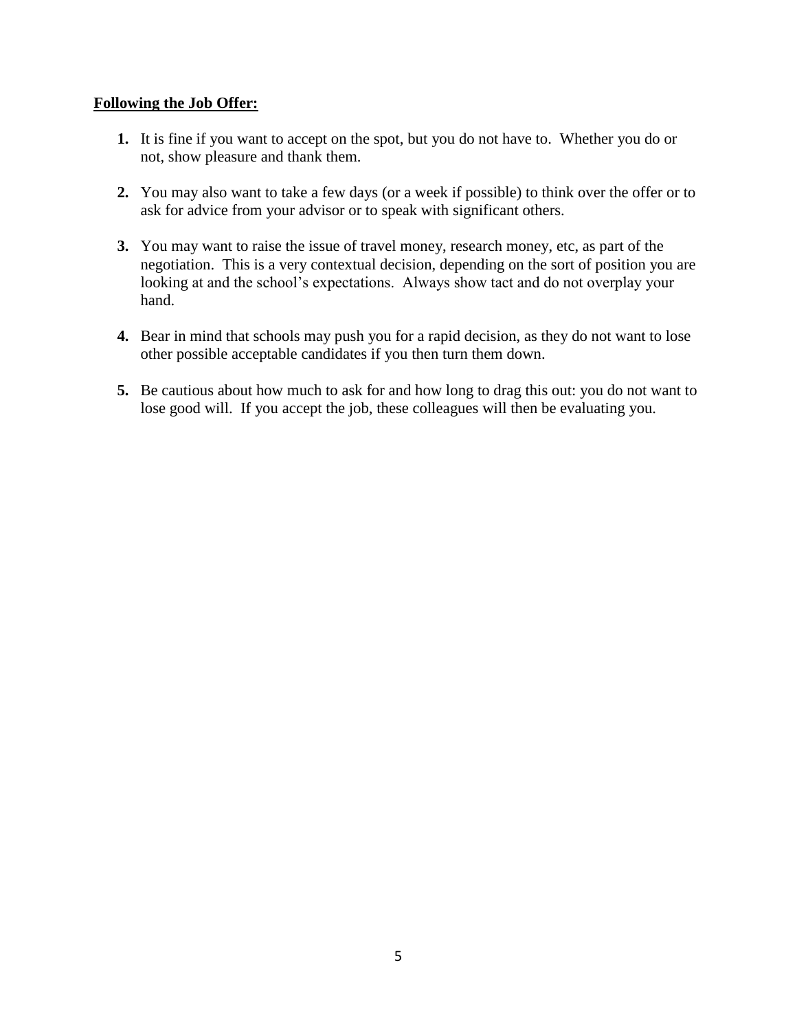**Following the Job Offer:**

1. It is fine if you want to accept on the spot, but you do not have to. Whether you do or not, show pleasure and thank them.

2. You may also want to take a few days (or a week if possible) to think over the offer or to ask for advice from your advisor or to speak with significant others.

3. You may want to raise the issue of travel money, research money, etc, as part of the negotiation. This is a very contextual decision, depending on the sort of position you are looking at and the school's expectations. Always show tact and do not overplay your hand.

4. Bear in mind that schools may push you for a rapid decision, as they do not want to lose other possible acceptable candidates if you then turn them down.

5. Be cautious about how much to ask for and how long to drag this out: you do not want to lose good will. If you accept the job, these colleagues will then be evaluating you.